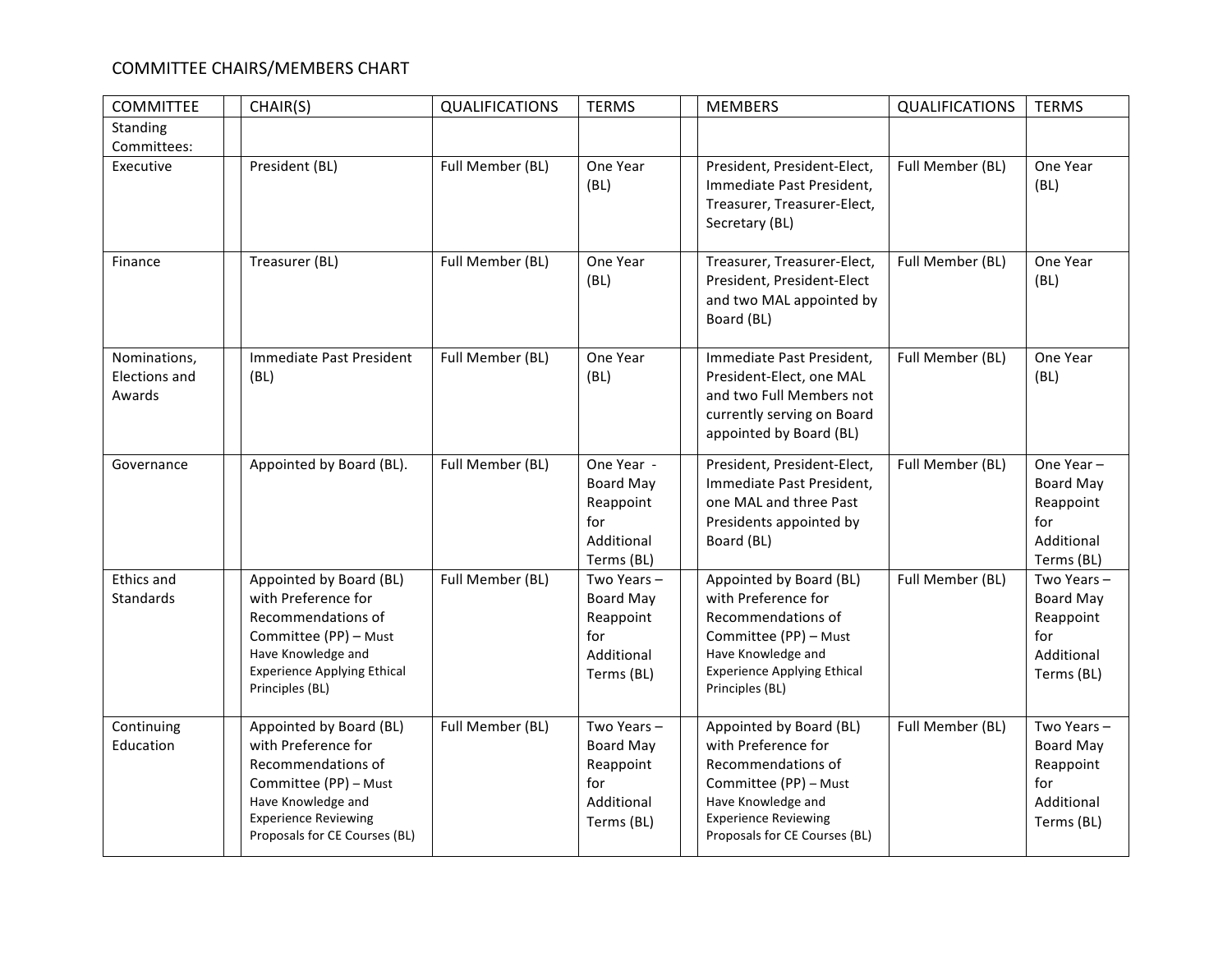COMMITTEE CHAIRS/MEMBERS CHART

| COMMITTEE | | CHAIR(S) | QUALIFICATIONS | TERMS | | MEMBERS | QUALIFICATIONS | TERMS |
|---|---|---|---|---|---|---|---|---|
| Standing Committees: | | | | | | | | |
| Executive | | President (BL) | Full Member (BL) | One Year (BL) | | President, President-Elect, Immediate Past President, Treasurer, Treasurer-Elect, Secretary (BL) | Full Member (BL) | One Year (BL) |
| Finance | | Treasurer (BL) | Full Member (BL) | One Year (BL) | | Treasurer, Treasurer-Elect, President, President-Elect and two MAL appointed by Board (BL) | Full Member (BL) | One Year (BL) |
| Nominations, Elections and Awards | | Immediate Past President (BL) | Full Member (BL) | One Year (BL) | | Immediate Past President, President-Elect, one MAL and two Full Members not currently serving on Board appointed by Board (BL) | Full Member (BL) | One Year (BL) |
| Governance | | Appointed by Board (BL). | Full Member (BL) | One Year - Board May Reappoint for Additional Terms (BL) | | President, President-Elect, Immediate Past President, one MAL and three Past Presidents appointed by Board (BL) | Full Member (BL) | One Year – Board May Reappoint for Additional Terms (BL) |
| Ethics and Standards | | Appointed by Board (BL) with Preference for Recommendations of Committee (PP) – Must Have Knowledge and Experience Applying Ethical Principles (BL) | Full Member (BL) | Two Years – Board May Reappoint for Additional Terms (BL) | | Appointed by Board (BL) with Preference for Recommendations of Committee (PP) – Must Have Knowledge and Experience Applying Ethical Principles (BL) | Full Member (BL) | Two Years – Board May Reappoint for Additional Terms (BL) |
| Continuing Education | | Appointed by Board (BL) with Preference for Recommendations of Committee (PP) – Must Have Knowledge and Experience Reviewing Proposals for CE Courses (BL) | Full Member (BL) | Two Years – Board May Reappoint for Additional Terms (BL) | | Appointed by Board (BL) with Preference for Recommendations of Committee (PP) – Must Have Knowledge and Experience Reviewing Proposals for CE Courses (BL) | Full Member (BL) | Two Years – Board May Reappoint for Additional Terms (BL) |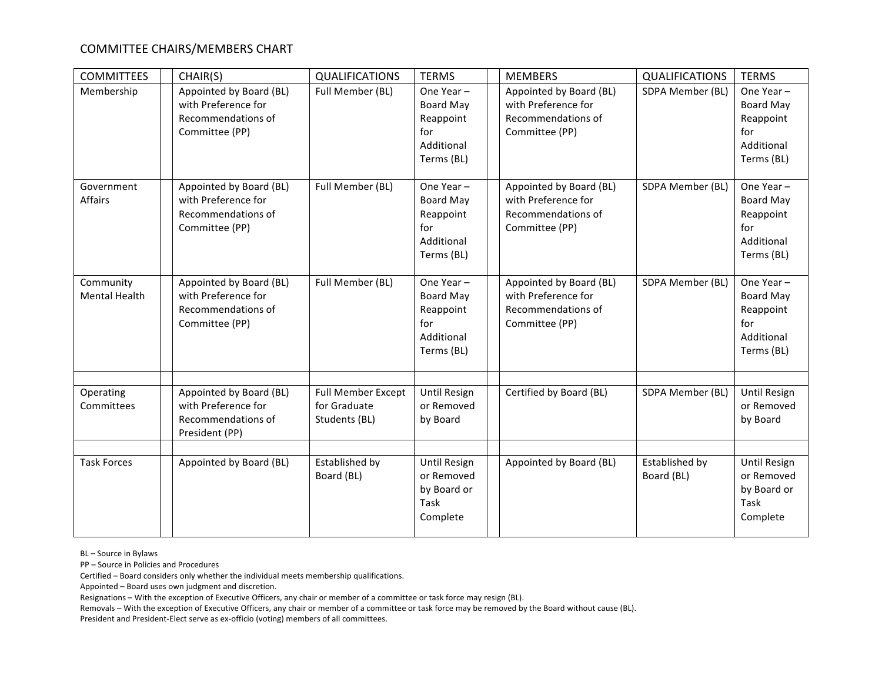COMMITTEE CHAIRS/MEMBERS CHART

| COMMITTEES | | CHAIR(S) | QUALIFICATIONS | TERMS | | MEMBERS | QUALIFICATIONS | TERMS |
|---|---|---|---|---|---|---|---|---|
| Membership | | Appointed by Board (BL) with Preference for Recommendations of Committee (PP) | Full Member (BL) | One Year – Board May Reappoint for Additional Terms (BL) | | Appointed by Board (BL) with Preference for Recommendations of Committee (PP) | SDPA Member (BL) | One Year – Board May Reappoint for Additional Terms (BL) |
| Government Affairs | | Appointed by Board (BL) with Preference for Recommendations of Committee (PP) | Full Member (BL) | One Year – Board May Reappoint for Additional Terms (BL) | | Appointed by Board (BL) with Preference for Recommendations of Committee (PP) | SDPA Member (BL) | One Year – Board May Reappoint for Additional Terms (BL) |
| Community Mental Health | | Appointed by Board (BL) with Preference for Recommendations of Committee (PP) | Full Member (BL) | One Year – Board May Reappoint for Additional Terms (BL) | | Appointed by Board (BL) with Preference for Recommendations of Committee (PP) | SDPA Member (BL) | One Year – Board May Reappoint for Additional Terms (BL) |
| | | | | | | | | |
| Operating Committees | | Appointed by Board (BL) with Preference for Recommendations of President (PP) | Full Member Except for Graduate Students (BL) | Until Resign or Removed by Board | | Certified by Board (BL) | SDPA Member (BL) | Until Resign or Removed by Board |
| | | | | | | | | |
| Task Forces | | Appointed by Board (BL) | Established by Board (BL) | Until Resign or Removed by Board or Task Complete | | Appointed by Board (BL) | Established by Board (BL) | Until Resign or Removed by Board or Task Complete |

BL – Source in Bylaws

PP – Source in Policies and Procedures

Certified – Board considers only whether the individual meets membership qualifications.

Appointed – Board uses own judgment and discretion.

Resignations – With the exception of Executive Officers, any chair or member of a committee or task force may resign (BL).

Removals – With the exception of Executive Officers, any chair or member of a committee or task force may be removed by the Board without cause (BL).

President and President-Elect serve as ex-officio (voting) members of all committees.